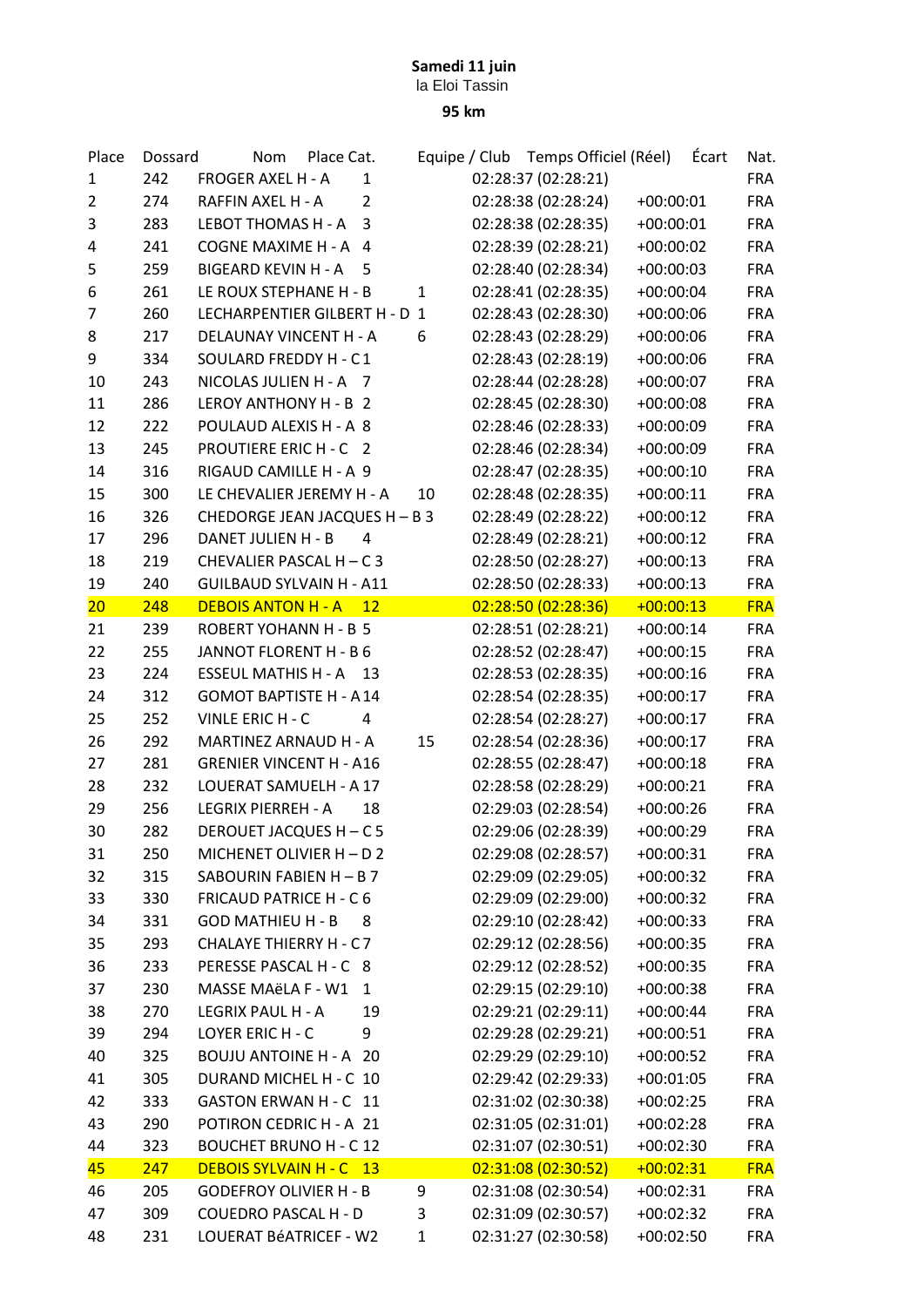**Samedi 11 juin**

la Eloi Tassin

**95 km**

| Place | Dossard | Nom | Place Cat. | Equipe / Club | Temps Officiel (Réel) | Écart | Nat. |
|---|---|---|---|---|---|---|---|
| 1 | 242 | FROGER AXEL H - A | 1 | | 02:28:37 (02:28:21) | | FRA |
| 2 | 274 | RAFFIN AXEL H - A | 2 | | 02:28:38 (02:28:24) | +00:00:01 | FRA |
| 3 | 283 | LEBOT THOMAS H - A | 3 | | 02:28:38 (02:28:35) | +00:00:01 | FRA |
| 4 | 241 | COGNE MAXIME H - A | 4 | | 02:28:39 (02:28:21) | +00:00:02 | FRA |
| 5 | 259 | BIGEARD KEVIN H - A | 5 | | 02:28:40 (02:28:34) | +00:00:03 | FRA |
| 6 | 261 | LE ROUX STEPHANE H - B | 1 | | 02:28:41 (02:28:35) | +00:00:04 | FRA |
| 7 | 260 | LECHARPENTIER GILBERT H - D | 1 | | 02:28:43 (02:28:30) | +00:00:06 | FRA |
| 8 | 217 | DELAUNAY VINCENT H - A | 6 | | 02:28:43 (02:28:29) | +00:00:06 | FRA |
| 9 | 334 | SOULARD FREDDY H - C | 1 | | 02:28:43 (02:28:19) | +00:00:06 | FRA |
| 10 | 243 | NICOLAS JULIEN H - A | 7 | | 02:28:44 (02:28:28) | +00:00:07 | FRA |
| 11 | 286 | LEROY ANTHONY H - B | 2 | | 02:28:45 (02:28:30) | +00:00:08 | FRA |
| 12 | 222 | POULAUD ALEXIS H - A | 8 | | 02:28:46 (02:28:33) | +00:00:09 | FRA |
| 13 | 245 | PROUTIERE ERIC H - C | 2 | | 02:28:46 (02:28:34) | +00:00:09 | FRA |
| 14 | 316 | RIGAUD CAMILLE H - A | 9 | | 02:28:47 (02:28:35) | +00:00:10 | FRA |
| 15 | 300 | LE CHEVALIER JEREMY H - A | 10 | | 02:28:48 (02:28:35) | +00:00:11 | FRA |
| 16 | 326 | CHEDORGE JEAN JACQUES H – B | 3 | | 02:28:49 (02:28:22) | +00:00:12 | FRA |
| 17 | 296 | DANET JULIEN H - B | 4 | | 02:28:49 (02:28:21) | +00:00:12 | FRA |
| 18 | 219 | CHEVALIER PASCAL H – C | 3 | | 02:28:50 (02:28:27) | +00:00:13 | FRA |
| 19 | 240 | GUILBAUD SYLVAIN H - A | 11 | | 02:28:50 (02:28:33) | +00:00:13 | FRA |
| 20 | 248 | DEBOIS ANTON H - A | 12 | | 02:28:50 (02:28:36) | +00:00:13 | FRA |
| 21 | 239 | ROBERT YOHANN H - B | 5 | | 02:28:51 (02:28:21) | +00:00:14 | FRA |
| 22 | 255 | JANNOT FLORENT H - B | 6 | | 02:28:52 (02:28:47) | +00:00:15 | FRA |
| 23 | 224 | ESSEUL MATHIS H - A | 13 | | 02:28:53 (02:28:35) | +00:00:16 | FRA |
| 24 | 312 | GOMOT BAPTISTE H - A | 14 | | 02:28:54 (02:28:35) | +00:00:17 | FRA |
| 25 | 252 | VINLE ERIC H - C | 4 | | 02:28:54 (02:28:27) | +00:00:17 | FRA |
| 26 | 292 | MARTINEZ ARNAUD H - A | 15 | | 02:28:54 (02:28:36) | +00:00:17 | FRA |
| 27 | 281 | GRENIER VINCENT H - A | 16 | | 02:28:55 (02:28:47) | +00:00:18 | FRA |
| 28 | 232 | LOUERAT SAMUELH - A | 17 | | 02:28:58 (02:28:29) | +00:00:21 | FRA |
| 29 | 256 | LEGRIX PIERREH - A | 18 | | 02:29:03 (02:28:54) | +00:00:26 | FRA |
| 30 | 282 | DEROUET JACQUES H – C | 5 | | 02:29:06 (02:28:39) | +00:00:29 | FRA |
| 31 | 250 | MICHENET OLIVIER H – D | 2 | | 02:29:08 (02:28:57) | +00:00:31 | FRA |
| 32 | 315 | SABOURIN FABIEN H – B | 7 | | 02:29:09 (02:29:05) | +00:00:32 | FRA |
| 33 | 330 | FRICAUD PATRICE H - C | 6 | | 02:29:09 (02:29:00) | +00:00:32 | FRA |
| 34 | 331 | GOD MATHIEU H - B | 8 | | 02:29:10 (02:28:42) | +00:00:33 | FRA |
| 35 | 293 | CHALAYE THIERRY H - C | 7 | | 02:29:12 (02:28:56) | +00:00:35 | FRA |
| 36 | 233 | PERESSE PASCAL H - C | 8 | | 02:29:12 (02:28:52) | +00:00:35 | FRA |
| 37 | 230 | MASSE MAëLA F - W1 | 1 | | 02:29:15 (02:29:10) | +00:00:38 | FRA |
| 38 | 270 | LEGRIX PAUL H - A | 19 | | 02:29:21 (02:29:11) | +00:00:44 | FRA |
| 39 | 294 | LOYER ERIC H - C | 9 | | 02:29:28 (02:29:21) | +00:00:51 | FRA |
| 40 | 325 | BOUJU ANTOINE H - A | 20 | | 02:29:29 (02:29:10) | +00:00:52 | FRA |
| 41 | 305 | DURAND MICHEL H - C | 10 | | 02:29:42 (02:29:33) | +00:01:05 | FRA |
| 42 | 333 | GASTON ERWAN H - C | 11 | | 02:31:02 (02:30:38) | +00:02:25 | FRA |
| 43 | 290 | POTIRON CEDRIC H - A | 21 | | 02:31:05 (02:31:01) | +00:02:28 | FRA |
| 44 | 323 | BOUCHET BRUNO H - C | 12 | | 02:31:07 (02:30:51) | +00:02:30 | FRA |
| 45 | 247 | DEBOIS SYLVAIN H - C | 13 | | 02:31:08 (02:30:52) | +00:02:31 | FRA |
| 46 | 205 | GODEFROY OLIVIER H - B | 9 | | 02:31:08 (02:30:54) | +00:02:31 | FRA |
| 47 | 309 | COUEDRO PASCAL H - D | 3 | | 02:31:09 (02:30:57) | +00:02:32 | FRA |
| 48 | 231 | LOUERAT BéATRICEF - W2 | 1 | | 02:31:27 (02:30:58) | +00:02:50 | FRA |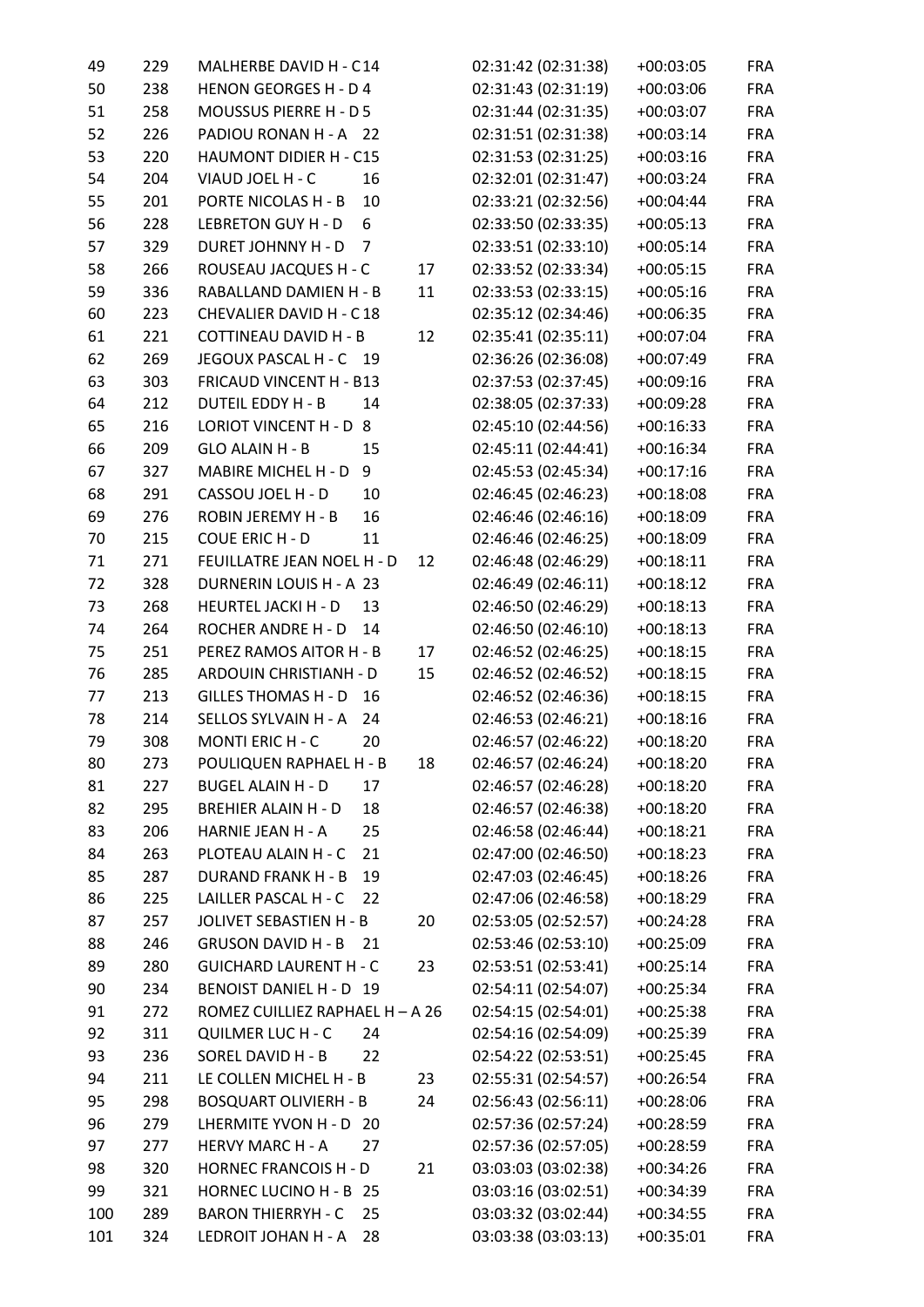| | | | | | |
|---|---|---|---|---|---|
| 49 | 229 | MALHERBE DAVID H - C 14 | 02:31:42 (02:31:38) | +00:03:05 | FRA |
| 50 | 238 | HENON GEORGES H - D 4 | 02:31:43 (02:31:19) | +00:03:06 | FRA |
| 51 | 258 | MOUSSUS PIERRE H - D 5 | 02:31:44 (02:31:35) | +00:03:07 | FRA |
| 52 | 226 | PADIOU RONAN H - A 22 | 02:31:51 (02:31:38) | +00:03:14 | FRA |
| 53 | 220 | HAUMONT DIDIER H - C 15 | 02:31:53 (02:31:25) | +00:03:16 | FRA |
| 54 | 204 | VIAUD JOEL H - C 16 | 02:32:01 (02:31:47) | +00:03:24 | FRA |
| 55 | 201 | PORTE NICOLAS H - B 10 | 02:33:21 (02:32:56) | +00:04:44 | FRA |
| 56 | 228 | LEBRETON GUY H - D 6 | 02:33:50 (02:33:35) | +00:05:13 | FRA |
| 57 | 329 | DURET JOHNNY H - D 7 | 02:33:51 (02:33:10) | +00:05:14 | FRA |
| 58 | 266 | ROUSEAU JACQUES H - C 17 | 02:33:52 (02:33:34) | +00:05:15 | FRA |
| 59 | 336 | RABALLAND DAMIEN H - B 11 | 02:33:53 (02:33:15) | +00:05:16 | FRA |
| 60 | 223 | CHEVALIER DAVID H - C 18 | 02:35:12 (02:34:46) | +00:06:35 | FRA |
| 61 | 221 | COTTINEAU DAVID H - B 12 | 02:35:41 (02:35:11) | +00:07:04 | FRA |
| 62 | 269 | JEGOUX PASCAL H - C 19 | 02:36:26 (02:36:08) | +00:07:49 | FRA |
| 63 | 303 | FRICAUD VINCENT H - B 13 | 02:37:53 (02:37:45) | +00:09:16 | FRA |
| 64 | 212 | DUTEIL EDDY H - B 14 | 02:38:05 (02:37:33) | +00:09:28 | FRA |
| 65 | 216 | LORIOT VINCENT H - D 8 | 02:45:10 (02:44:56) | +00:16:33 | FRA |
| 66 | 209 | GLO ALAIN H - B 15 | 02:45:11 (02:44:41) | +00:16:34 | FRA |
| 67 | 327 | MABIRE MICHEL H - D 9 | 02:45:53 (02:45:34) | +00:17:16 | FRA |
| 68 | 291 | CASSOU JOEL H - D 10 | 02:46:45 (02:46:23) | +00:18:08 | FRA |
| 69 | 276 | ROBIN JEREMY H - B 16 | 02:46:46 (02:46:16) | +00:18:09 | FRA |
| 70 | 215 | COUE ERIC H - D 11 | 02:46:46 (02:46:25) | +00:18:09 | FRA |
| 71 | 271 | FEUILLATRE JEAN NOEL H - D 12 | 02:46:48 (02:46:29) | +00:18:11 | FRA |
| 72 | 328 | DURNERIN LOUIS H - A 23 | 02:46:49 (02:46:11) | +00:18:12 | FRA |
| 73 | 268 | HEURTEL JACKI H - D 13 | 02:46:50 (02:46:29) | +00:18:13 | FRA |
| 74 | 264 | ROCHER ANDRE H - D 14 | 02:46:50 (02:46:10) | +00:18:13 | FRA |
| 75 | 251 | PEREZ RAMOS AITOR H - B 17 | 02:46:52 (02:46:25) | +00:18:15 | FRA |
| 76 | 285 | ARDOUIN CHRISTIANH - D 15 | 02:46:52 (02:46:52) | +00:18:15 | FRA |
| 77 | 213 | GILLES THOMAS H - D 16 | 02:46:52 (02:46:36) | +00:18:15 | FRA |
| 78 | 214 | SELLOS SYLVAIN H - A 24 | 02:46:53 (02:46:21) | +00:18:16 | FRA |
| 79 | 308 | MONTI ERIC H - C 20 | 02:46:57 (02:46:22) | +00:18:20 | FRA |
| 80 | 273 | POULIQUEN RAPHAEL H - B 18 | 02:46:57 (02:46:24) | +00:18:20 | FRA |
| 81 | 227 | BUGEL ALAIN H - D 17 | 02:46:57 (02:46:28) | +00:18:20 | FRA |
| 82 | 295 | BREHIER ALAIN H - D 18 | 02:46:57 (02:46:38) | +00:18:20 | FRA |
| 83 | 206 | HARNIE JEAN H - A 25 | 02:46:58 (02:46:44) | +00:18:21 | FRA |
| 84 | 263 | PLOTEAU ALAIN H - C 21 | 02:47:00 (02:46:50) | +00:18:23 | FRA |
| 85 | 287 | DURAND FRANK H - B 19 | 02:47:03 (02:46:45) | +00:18:26 | FRA |
| 86 | 225 | LAILLER PASCAL H - C 22 | 02:47:06 (02:46:58) | +00:18:29 | FRA |
| 87 | 257 | JOLIVET SEBASTIEN H - B 20 | 02:53:05 (02:52:57) | +00:24:28 | FRA |
| 88 | 246 | GRUSON DAVID H - B 21 | 02:53:46 (02:53:10) | +00:25:09 | FRA |
| 89 | 280 | GUICHARD LAURENT H - C 23 | 02:53:51 (02:53:41) | +00:25:14 | FRA |
| 90 | 234 | BENOIST DANIEL H - D 19 | 02:54:11 (02:54:07) | +00:25:34 | FRA |
| 91 | 272 | ROMEZ CUILLIEZ RAPHAEL H – A 26 | 02:54:15 (02:54:01) | +00:25:38 | FRA |
| 92 | 311 | QUILMER LUC H - C 24 | 02:54:16 (02:54:09) | +00:25:39 | FRA |
| 93 | 236 | SOREL DAVID H - B 22 | 02:54:22 (02:53:51) | +00:25:45 | FRA |
| 94 | 211 | LE COLLEN MICHEL H - B 23 | 02:55:31 (02:54:57) | +00:26:54 | FRA |
| 95 | 298 | BOSQUART OLIVIERH - B 24 | 02:56:43 (02:56:11) | +00:28:06 | FRA |
| 96 | 279 | LHERMITE YVON H - D 20 | 02:57:36 (02:57:24) | +00:28:59 | FRA |
| 97 | 277 | HERVY MARC H - A 27 | 02:57:36 (02:57:05) | +00:28:59 | FRA |
| 98 | 320 | HORNEC FRANCOIS H - D 21 | 03:03:03 (03:02:38) | +00:34:26 | FRA |
| 99 | 321 | HORNEC LUCINO H - B 25 | 03:03:16 (03:02:51) | +00:34:39 | FRA |
| 100 | 289 | BARON THIERRYH - C 25 | 03:03:32 (03:02:44) | +00:34:55 | FRA |
| 101 | 324 | LEDROIT JOHAN H - A 28 | 03:03:38 (03:03:13) | +00:35:01 | FRA |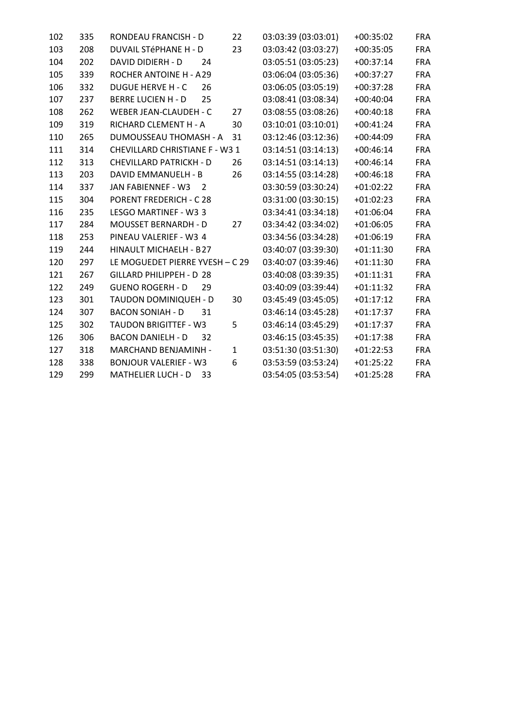| | | | | | | |
|---|---|---|---|---|---|---|
| 102 | 335 | RONDEAU FRANCISH - D | 22 | 03:03:39 (03:03:01) | +00:35:02 | FRA |
| 103 | 208 | DUVAIL STéPHANE H - D | 23 | 03:03:42 (03:03:27) | +00:35:05 | FRA |
| 104 | 202 | DAVID DIDIERH - D | 24 | 03:05:51 (03:05:23) | +00:37:14 | FRA |
| 105 | 339 | ROCHER ANTOINE H - A | 29 | 03:06:04 (03:05:36) | +00:37:27 | FRA |
| 106 | 332 | DUGUE HERVE H - C | 26 | 03:06:05 (03:05:19) | +00:37:28 | FRA |
| 107 | 237 | BERRE LUCIEN H - D | 25 | 03:08:41 (03:08:34) | +00:40:04 | FRA |
| 108 | 262 | WEBER JEAN-CLAUDEH - C | 27 | 03:08:55 (03:08:26) | +00:40:18 | FRA |
| 109 | 319 | RICHARD CLEMENT H - A | 30 | 03:10:01 (03:10:01) | +00:41:24 | FRA |
| 110 | 265 | DUMOUSSEAU THOMASH - A | 31 | 03:12:46 (03:12:36) | +00:44:09 | FRA |
| 111 | 314 | CHEVILLARD CHRISTIANE F - W3 | 1 | 03:14:51 (03:14:13) | +00:46:14 | FRA |
| 112 | 313 | CHEVILLARD PATRICKH - D | 26 | 03:14:51 (03:14:13) | +00:46:14 | FRA |
| 113 | 203 | DAVID EMMANUELH - B | 26 | 03:14:55 (03:14:28) | +00:46:18 | FRA |
| 114 | 337 | JAN FABIENNEF - W3 | 2 | 03:30:59 (03:30:24) | +01:02:22 | FRA |
| 115 | 304 | PORENT FREDERICH - C | 28 | 03:31:00 (03:30:15) | +01:02:23 | FRA |
| 116 | 235 | LESGO MARTINEF - W3 | 3 | 03:34:41 (03:34:18) | +01:06:04 | FRA |
| 117 | 284 | MOUSSET BERNARDH - D | 27 | 03:34:42 (03:34:02) | +01:06:05 | FRA |
| 118 | 253 | PINEAU VALERIEF - W3 | 4 | 03:34:56 (03:34:28) | +01:06:19 | FRA |
| 119 | 244 | HINAULT MICHAELH - B | 27 | 03:40:07 (03:39:30) | +01:11:30 | FRA |
| 120 | 297 | LE MOGUEDET PIERRE YVESH – C | 29 | 03:40:07 (03:39:46) | +01:11:30 | FRA |
| 121 | 267 | GILLARD PHILIPPEH - D | 28 | 03:40:08 (03:39:35) | +01:11:31 | FRA |
| 122 | 249 | GUENO ROGERH - D | 29 | 03:40:09 (03:39:44) | +01:11:32 | FRA |
| 123 | 301 | TAUDON DOMINIQUEH - D | 30 | 03:45:49 (03:45:05) | +01:17:12 | FRA |
| 124 | 307 | BACON SONIAH - D | 31 | 03:46:14 (03:45:28) | +01:17:37 | FRA |
| 125 | 302 | TAUDON BRIGITTEF - W3 | 5 | 03:46:14 (03:45:29) | +01:17:37 | FRA |
| 126 | 306 | BACON DANIELH - D | 32 | 03:46:15 (03:45:35) | +01:17:38 | FRA |
| 127 | 318 | MARCHAND BENJAMINH - | 1 | 03:51:30 (03:51:30) | +01:22:53 | FRA |
| 128 | 338 | BONJOUR VALERIEF - W3 | 6 | 03:53:59 (03:53:24) | +01:25:22 | FRA |
| 129 | 299 | MATHELIER LUCH - D | 33 | 03:54:05 (03:53:54) | +01:25:28 | FRA |